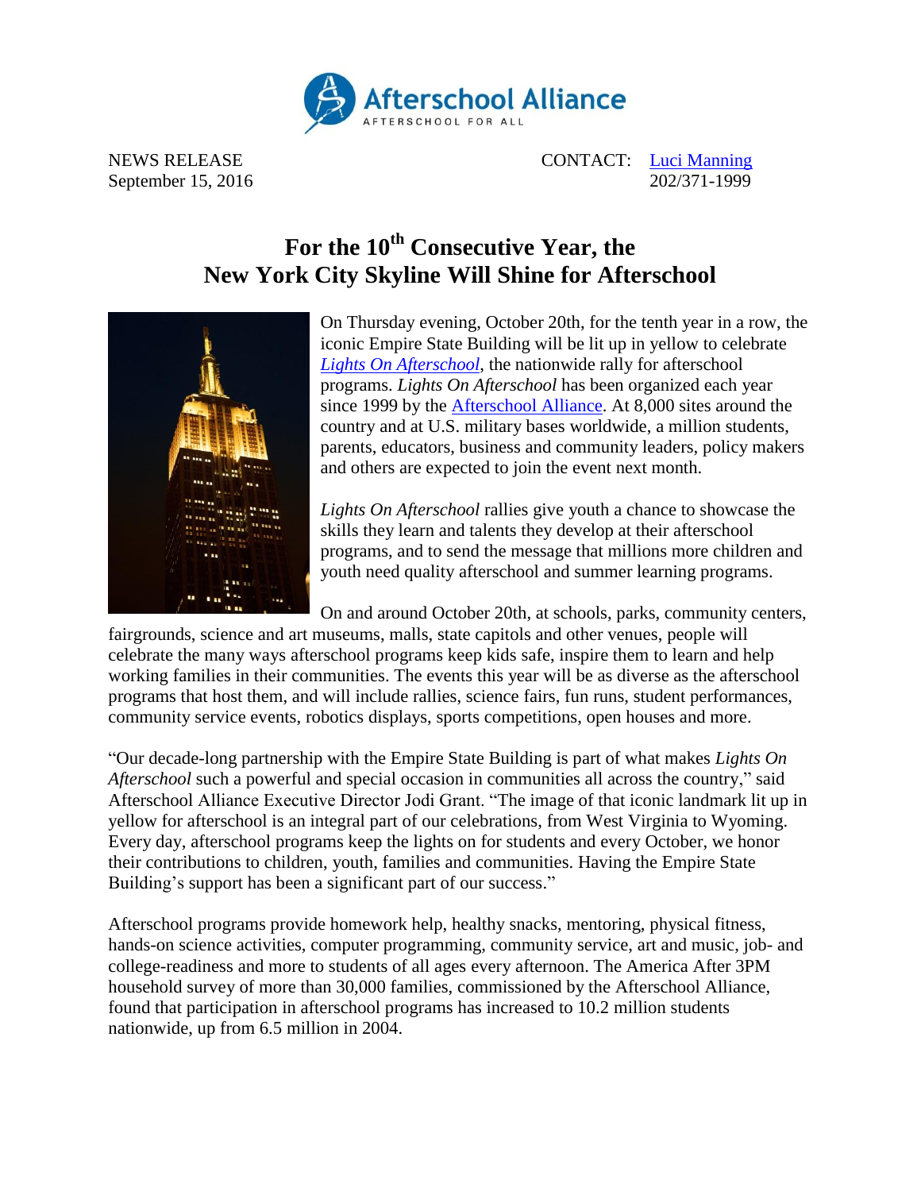Afterschool Alliance
AFTERSCHOOL FOR ALL

NEWS RELEASE
September 15, 2016

CONTACT: Luci Manning
202/371-1999

# For the 10th Consecutive Year, the New York City Skyline Will Shine for Afterschool

On Thursday evening, October 20th, for the tenth year in a row, the iconic Empire State Building will be lit up in yellow to celebrate *Lights On Afterschool*, the nationwide rally for afterschool programs. *Lights On Afterschool* has been organized each year since 1999 by the Afterschool Alliance. At 8,000 sites around the country and at U.S. military bases worldwide, a million students, parents, educators, business and community leaders, policy makers and others are expected to join the event next month.

*Lights On Afterschool* rallies give youth a chance to showcase the skills they learn and talents they develop at their afterschool programs, and to send the message that millions more children and youth need quality afterschool and summer learning programs.

On and around October 20th, at schools, parks, community centers, fairgrounds, science and art museums, malls, state capitols and other venues, people will celebrate the many ways afterschool programs keep kids safe, inspire them to learn and help working families in their communities. The events this year will be as diverse as the afterschool programs that host them, and will include rallies, science fairs, fun runs, student performances, community service events, robotics displays, sports competitions, open houses and more.

"Our decade-long partnership with the Empire State Building is part of what makes *Lights On Afterschool* such a powerful and special occasion in communities all across the country," said Afterschool Alliance Executive Director Jodi Grant. "The image of that iconic landmark lit up in yellow for afterschool is an integral part of our celebrations, from West Virginia to Wyoming. Every day, afterschool programs keep the lights on for students and every October, we honor their contributions to children, youth, families and communities. Having the Empire State Building's support has been a significant part of our success."

Afterschool programs provide homework help, healthy snacks, mentoring, physical fitness, hands-on science activities, computer programming, community service, art and music, job- and college-readiness and more to students of all ages every afternoon. The America After 3PM household survey of more than 30,000 families, commissioned by the Afterschool Alliance, found that participation in afterschool programs has increased to 10.2 million students nationwide, up from 6.5 million in 2004.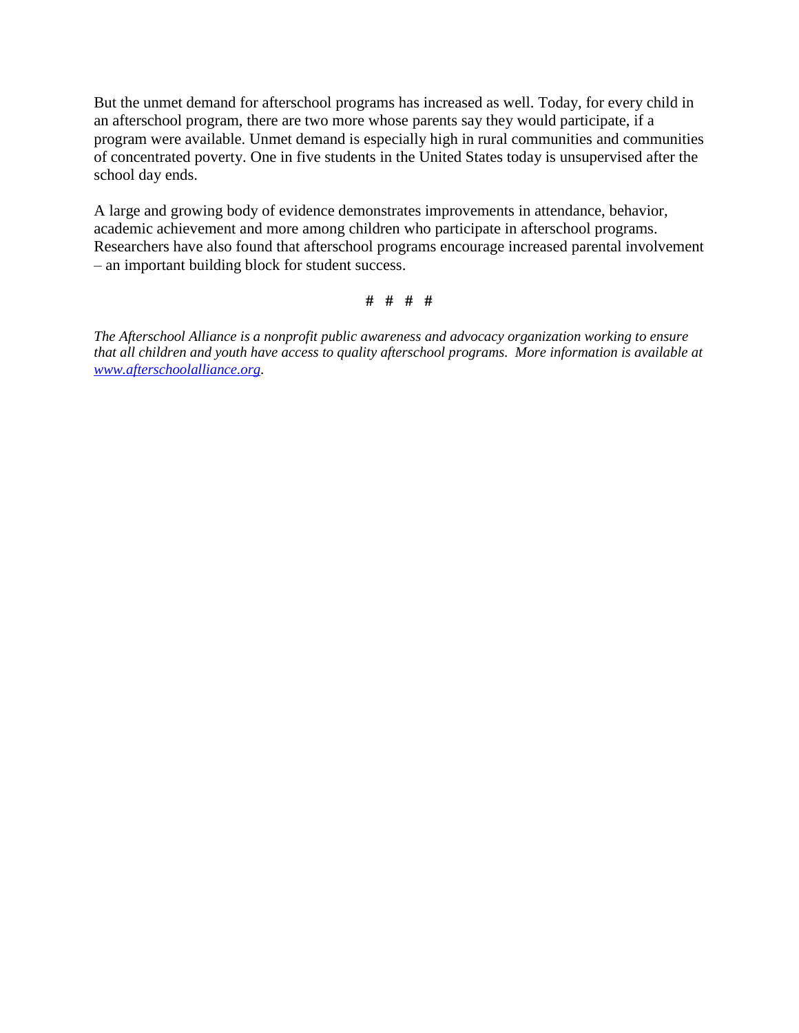But the unmet demand for afterschool programs has increased as well. Today, for every child in an afterschool program, there are two more whose parents say they would participate, if a program were available. Unmet demand is especially high in rural communities and communities of concentrated poverty. One in five students in the United States today is unsupervised after the school day ends.

A large and growing body of evidence demonstrates improvements in attendance, behavior, academic achievement and more among children who participate in afterschool programs. Researchers have also found that afterschool programs encourage increased parental involvement – an important building block for student success.

# # # #

*The Afterschool Alliance is a nonprofit public awareness and advocacy organization working to ensure that all children and youth have access to quality afterschool programs. More information is available at [www.afterschoolalliance.org](http://www.afterschoolalliance.org).*